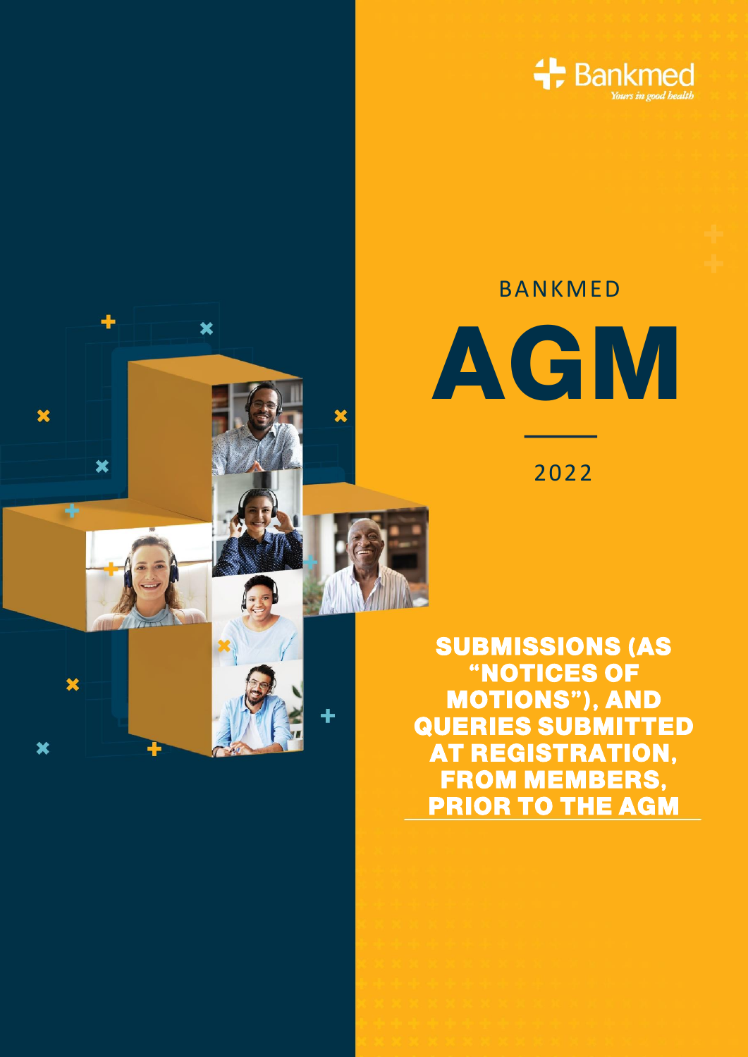Bankmed

*Yours in good health*

BANKMED

# AGM

2022

## SUBMISSIONS (AS "NOTICES OF MOTIONS"), AND QUERIES SUBMITTED AT REGISTRATION, FROM MEMBERS, PRIOR TO THE AGM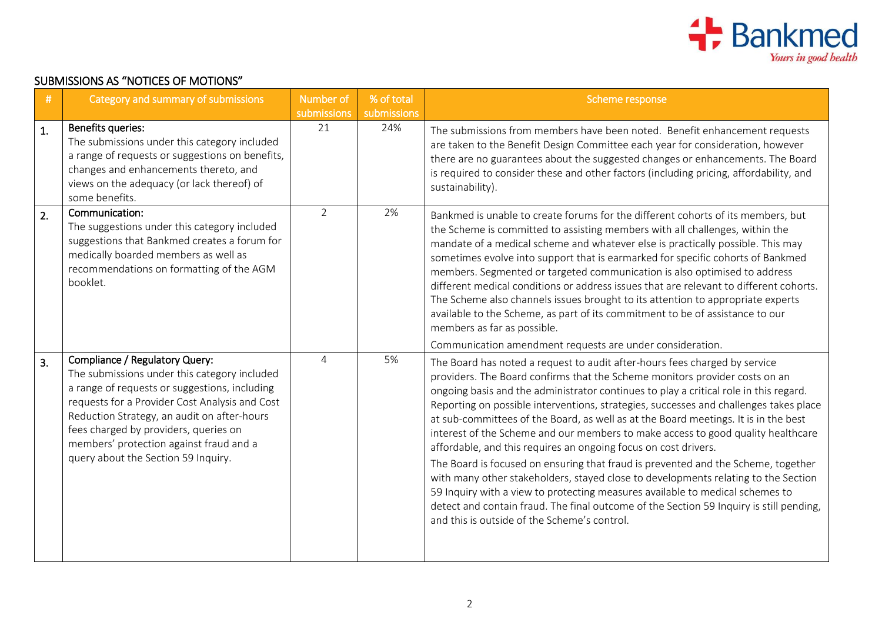## SUBMISSIONS AS "NOTICES OF MOTIONS"

| # | Category and summary of submissions | Number of submissions | % of total submissions | Scheme response |
|---|---|---|---|---|
| 1. | **Benefits queries:** The submissions under this category included a range of requests or suggestions on benefits, changes and enhancements thereto, and views on the adequacy (or lack thereof) of some benefits. | 21 | 24% | The submissions from members have been noted. Benefit enhancement requests are taken to the Benefit Design Committee each year for consideration, however there are no guarantees about the suggested changes or enhancements. The Board is required to consider these and other factors (including pricing, affordability, and sustainability). |
| 2. | **Communication:** The suggestions under this category included suggestions that Bankmed creates a forum for medically boarded members as well as recommendations on formatting of the AGM booklet. | 2 | 2% | Bankmed is unable to create forums for the different cohorts of its members, but the Scheme is committed to assisting members with all challenges, within the mandate of a medical scheme and whatever else is practically possible. This may sometimes evolve into support that is earmarked for specific cohorts of Bankmed members. Segmented or targeted communication is also optimised to address different medical conditions or address issues that are relevant to different cohorts. The Scheme also channels issues brought to its attention to appropriate experts available to the Scheme, as part of its commitment to be of assistance to our members as far as possible.<br>Communication amendment requests are under consideration. |
| 3. | **Compliance / Regulatory Query:** The submissions under this category included a range of requests or suggestions, including requests for a Provider Cost Analysis and Cost Reduction Strategy, an audit on after-hours fees charged by providers, queries on members' protection against fraud and a query about the Section 59 Inquiry. | 4 | 5% | The Board has noted a request to audit after-hours fees charged by service providers. The Board confirms that the Scheme monitors provider costs on an ongoing basis and the administrator continues to play a critical role in this regard. Reporting on possible interventions, strategies, successes and challenges takes place at sub-committees of the Board, as well as at the Board meetings. It is in the best interest of the Scheme and our members to make access to good quality healthcare affordable, and this requires an ongoing focus on cost drivers.<br>The Board is focused on ensuring that fraud is prevented and the Scheme, together with many other stakeholders, stayed close to developments relating to the Section 59 Inquiry with a view to protecting measures available to medical schemes to detect and contain fraud. The final outcome of the Section 59 Inquiry is still pending, and this is outside of the Scheme's control. |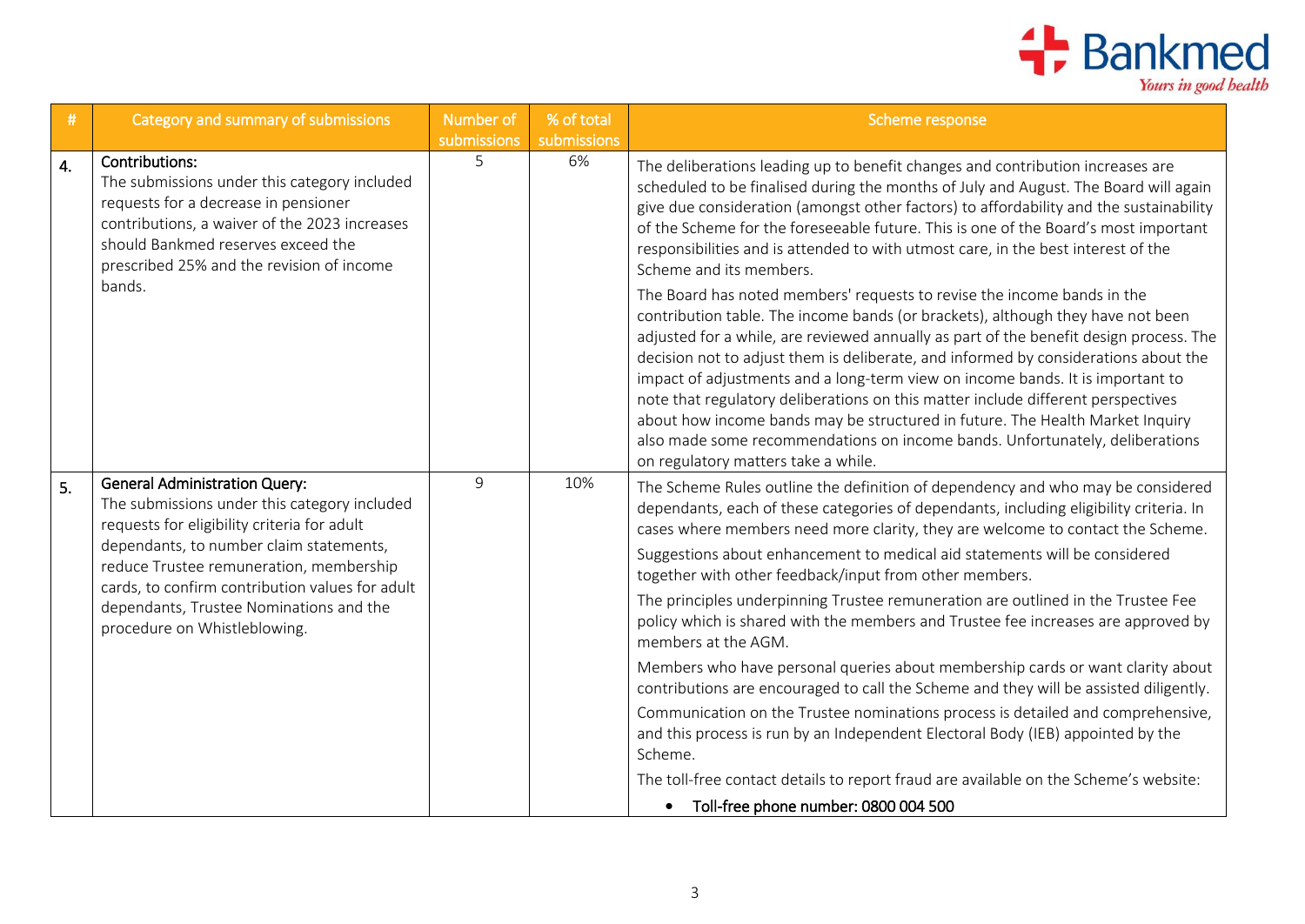| # | Category and summary of submissions | Number of submissions | % of total submissions | Scheme response |
|---|---|---|---|---|
| 4. | **Contributions:** The submissions under this category included requests for a decrease in pensioner contributions, a waiver of the 2023 increases should Bankmed reserves exceed the prescribed 25% and the revision of income bands. | 5 | 6% | The deliberations leading up to benefit changes and contribution increases are scheduled to be finalised during the months of July and August. The Board will again give due consideration (amongst other factors) to affordability and the sustainability of the Scheme for the foreseeable future. This is one of the Board's most important responsibilities and is attended to with utmost care, in the best interest of the Scheme and its members. <br> The Board has noted members' requests to revise the income bands in the contribution table. The income bands (or brackets), although they have not been adjusted for a while, are reviewed annually as part of the benefit design process. The decision not to adjust them is deliberate, and informed by considerations about the impact of adjustments and a long-term view on income bands. It is important to note that regulatory deliberations on this matter include different perspectives about how income bands may be structured in future. The Health Market Inquiry also made some recommendations on income bands. Unfortunately, deliberations on regulatory matters take a while. |
| 5. | **General Administration Query:** The submissions under this category included requests for eligibility criteria for adult dependants, to number claim statements, reduce Trustee remuneration, membership cards, to confirm contribution values for adult dependants, Trustee Nominations and the procedure on Whistleblowing. | 9 | 10% | The Scheme Rules outline the definition of dependency and who may be considered dependants, each of these categories of dependants, including eligibility criteria. In cases where members need more clarity, they are welcome to contact the Scheme. <br> Suggestions about enhancement to medical aid statements will be considered together with other feedback/input from other members. <br> The principles underpinning Trustee remuneration are outlined in the Trustee Fee policy which is shared with the members and Trustee fee increases are approved by members at the AGM. <br> Members who have personal queries about membership cards or want clarity about contributions are encouraged to call the Scheme and they will be assisted diligently. <br> Communication on the Trustee nominations process is detailed and comprehensive, and this process is run by an Independent Electoral Body (IEB) appointed by the Scheme. <br> The toll-free contact details to report fraud are available on the Scheme's website: <br> • Toll-free phone number: 0800 004 500 |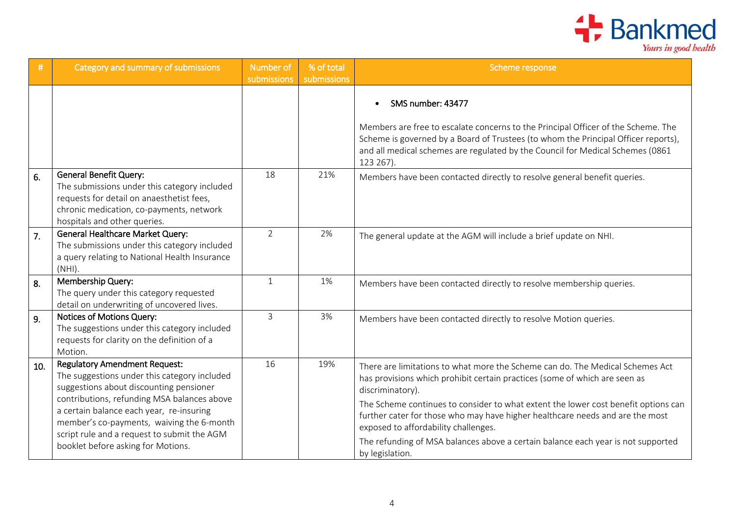| # | Category and summary of submissions | Number of submissions | % of total submissions | Scheme response |
|---|---|---|---|---|
| | | | | • SMS number: 43477<br><br>Members are free to escalate concerns to the Principal Officer of the Scheme. The Scheme is governed by a Board of Trustees (to whom the Principal Officer reports), and all medical schemes are regulated by the Council for Medical Schemes (0861 123 267). |
| 6. | **General Benefit Query:**<br>The submissions under this category included requests for detail on anaesthetist fees, chronic medication, co-payments, network hospitals and other queries. | 18 | 21% | Members have been contacted directly to resolve general benefit queries. |
| 7. | **General Healthcare Market Query:**<br>The submissions under this category included a query relating to National Health Insurance (NHI). | 2 | 2% | The general update at the AGM will include a brief update on NHI. |
| 8. | **Membership Query:**<br>The query under this category requested detail on underwriting of uncovered lives. | 1 | 1% | Members have been contacted directly to resolve membership queries. |
| 9. | **Notices of Motions Query:**<br>The suggestions under this category included requests for clarity on the definition of a Motion. | 3 | 3% | Members have been contacted directly to resolve Motion queries. |
| 10. | **Regulatory Amendment Request:**<br>The suggestions under this category included suggestions about discounting pensioner contributions, refunding MSA balances above a certain balance each year, re-insuring member's co-payments, waiving the 6-month script rule and a request to submit the AGM booklet before asking for Motions. | 16 | 19% | There are limitations to what more the Scheme can do. The Medical Schemes Act has provisions which prohibit certain practices (some of which are seen as discriminatory).<br>The Scheme continues to consider to what extent the lower cost benefit options can further cater for those who may have higher healthcare needs and are the most exposed to affordability challenges.<br>The refunding of MSA balances above a certain balance each year is not supported by legislation. |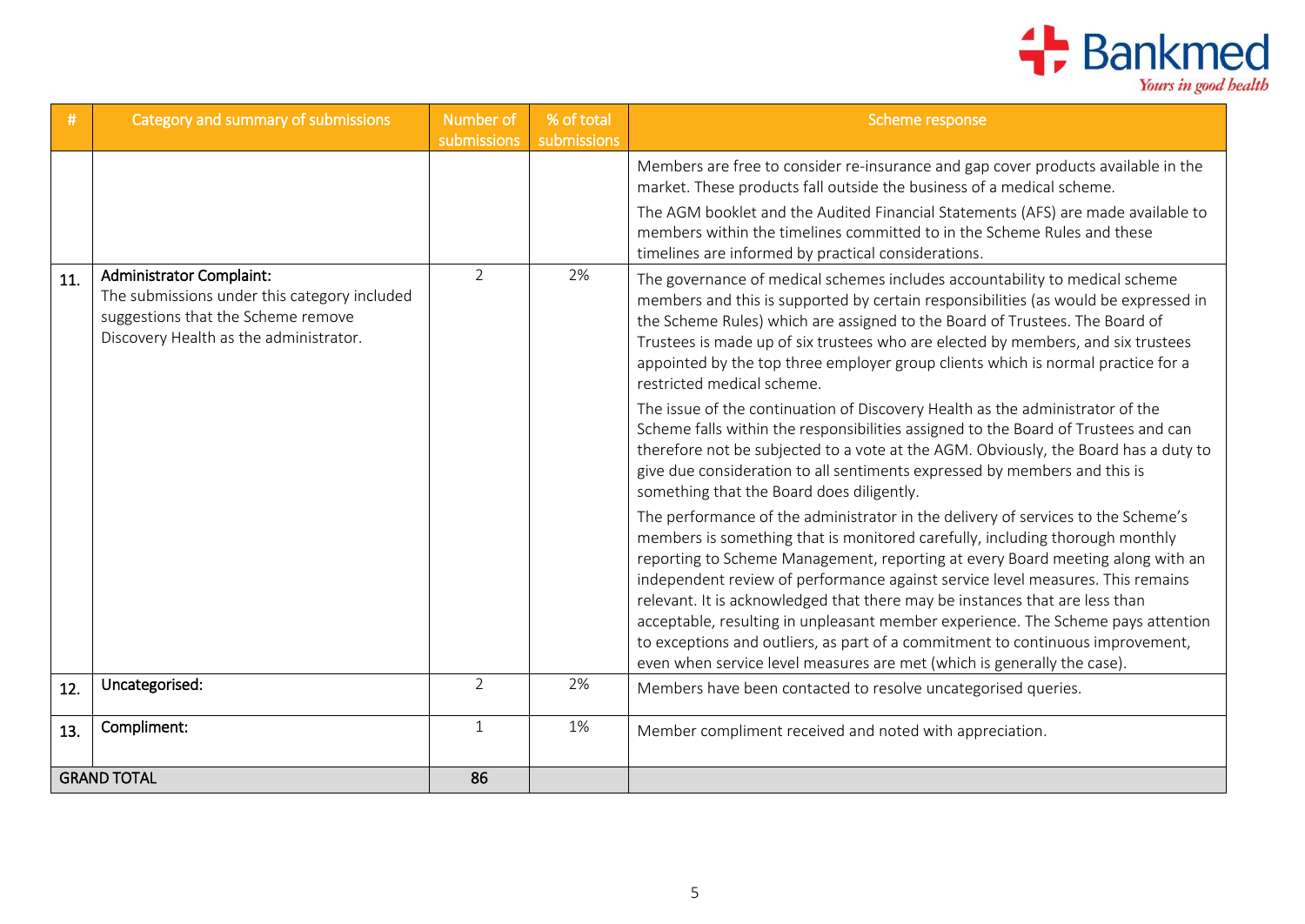| # | Category and summary of submissions | Number of submissions | % of total submissions | Scheme response |
|---|---|---|---|---|
| | | | | Members are free to consider re-insurance and gap cover products available in the market. These products fall outside the business of a medical scheme.<br><br>The AGM booklet and the Audited Financial Statements (AFS) are made available to members within the timelines committed to in the Scheme Rules and these timelines are informed by practical considerations. |
| 11. | **Administrator Complaint:**<br>The submissions under this category included suggestions that the Scheme remove Discovery Health as the administrator. | 2 | 2% | The governance of medical schemes includes accountability to medical scheme members and this is supported by certain responsibilities (as would be expressed in the Scheme Rules) which are assigned to the Board of Trustees. The Board of Trustees is made up of six trustees who are elected by members, and six trustees appointed by the top three employer group clients which is normal practice for a restricted medical scheme.<br><br>The issue of the continuation of Discovery Health as the administrator of the Scheme falls within the responsibilities assigned to the Board of Trustees and can therefore not be subjected to a vote at the AGM. Obviously, the Board has a duty to give due consideration to all sentiments expressed by members and this is something that the Board does diligently.<br><br>The performance of the administrator in the delivery of services to the Scheme's members is something that is monitored carefully, including thorough monthly reporting to Scheme Management, reporting at every Board meeting along with an independent review of performance against service level measures. This remains relevant. It is acknowledged that there may be instances that are less than acceptable, resulting in unpleasant member experience. The Scheme pays attention to exceptions and outliers, as part of a commitment to continuous improvement, even when service level measures are met (which is generally the case). |
| 12. | **Uncategorised:** | 2 | 2% | Members have been contacted to resolve uncategorised queries. |
| 13. | **Compliment:** | 1 | 1% | Member compliment received and noted with appreciation. |
| GRAND TOTAL | | **86** | | |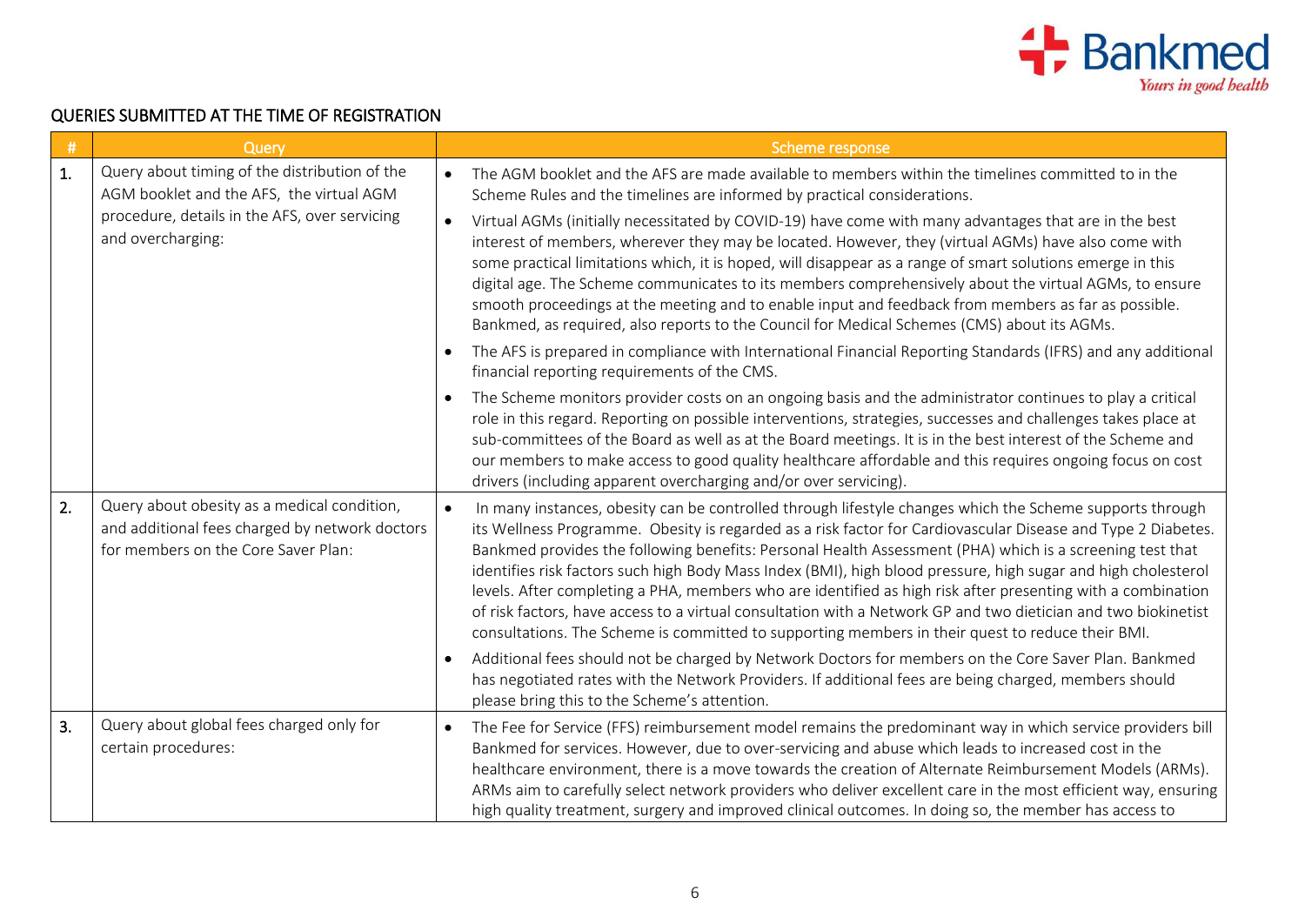## QUERIES SUBMITTED AT THE TIME OF REGISTRATION

| # | Query | Scheme response |
|---|---|---|
| 1. | Query about timing of the distribution of the AGM booklet and the AFS, the virtual AGM procedure, details in the AFS, over servicing and overcharging: | • The AGM booklet and the AFS are made available to members within the timelines committed to in the Scheme Rules and the timelines are informed by practical considerations.<br>• Virtual AGMs (initially necessitated by COVID-19) have come with many advantages that are in the best interest of members, wherever they may be located. However, they (virtual AGMs) have also come with some practical limitations which, it is hoped, will disappear as a range of smart solutions emerge in this digital age. The Scheme communicates to its members comprehensively about the virtual AGMs, to ensure smooth proceedings at the meeting and to enable input and feedback from members as far as possible. Bankmed, as required, also reports to the Council for Medical Schemes (CMS) about its AGMs.<br>• The AFS is prepared in compliance with International Financial Reporting Standards (IFRS) and any additional financial reporting requirements of the CMS.<br>• The Scheme monitors provider costs on an ongoing basis and the administrator continues to play a critical role in this regard. Reporting on possible interventions, strategies, successes and challenges takes place at sub-committees of the Board as well as at the Board meetings. It is in the best interest of the Scheme and our members to make access to good quality healthcare affordable and this requires ongoing focus on cost drivers (including apparent overcharging and/or over servicing). |
| 2. | Query about obesity as a medical condition, and additional fees charged by network doctors for members on the Core Saver Plan: | • In many instances, obesity can be controlled through lifestyle changes which the Scheme supports through its Wellness Programme. Obesity is regarded as a risk factor for Cardiovascular Disease and Type 2 Diabetes. Bankmed provides the following benefits: Personal Health Assessment (PHA) which is a screening test that identifies risk factors such high Body Mass Index (BMI), high blood pressure, high sugar and high cholesterol levels. After completing a PHA, members who are identified as high risk after presenting with a combination of risk factors, have access to a virtual consultation with a Network GP and two dietician and two biokinetist consultations. The Scheme is committed to supporting members in their quest to reduce their BMI.<br>• Additional fees should not be charged by Network Doctors for members on the Core Saver Plan. Bankmed has negotiated rates with the Network Providers. If additional fees are being charged, members should please bring this to the Scheme's attention. |
| 3. | Query about global fees charged only for certain procedures: | • The Fee for Service (FFS) reimbursement model remains the predominant way in which service providers bill Bankmed for services. However, due to over-servicing and abuse which leads to increased cost in the healthcare environment, there is a move towards the creation of Alternate Reimbursement Models (ARMs). ARMs aim to carefully select network providers who deliver excellent care in the most efficient way, ensuring high quality treatment, surgery and improved clinical outcomes. In doing so, the member has access to |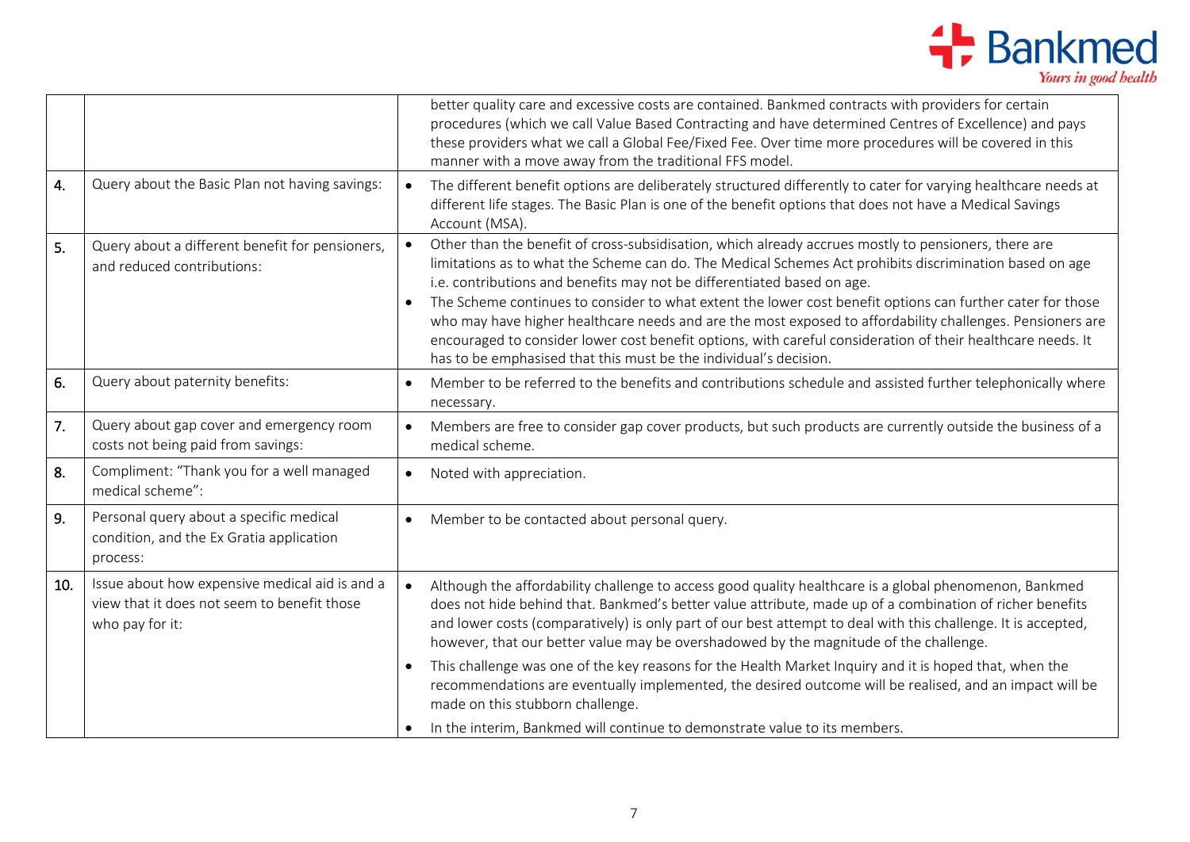| | | |
|---|---|---|
| | | better quality care and excessive costs are contained. Bankmed contracts with providers for certain procedures (which we call Value Based Contracting and have determined Centres of Excellence) and pays these providers what we call a Global Fee/Fixed Fee. Over time more procedures will be covered in this manner with a move away from the traditional FFS model. |
| **4.** | Query about the Basic Plan not having savings: | • The different benefit options are deliberately structured differently to cater for varying healthcare needs at different life stages. The Basic Plan is one of the benefit options that does not have a Medical Savings Account (MSA). |
| **5.** | Query about a different benefit for pensioners, and reduced contributions: | • Other than the benefit of cross-subsidisation, which already accrues mostly to pensioners, there are limitations as to what the Scheme can do. The Medical Schemes Act prohibits discrimination based on age i.e. contributions and benefits may not be differentiated based on age.<br>• The Scheme continues to consider to what extent the lower cost benefit options can further cater for those who may have higher healthcare needs and are the most exposed to affordability challenges. Pensioners are encouraged to consider lower cost benefit options, with careful consideration of their healthcare needs. It has to be emphasised that this must be the individual's decision. |
| **6.** | Query about paternity benefits: | • Member to be referred to the benefits and contributions schedule and assisted further telephonically where necessary. |
| **7.** | Query about gap cover and emergency room costs not being paid from savings: | • Members are free to consider gap cover products, but such products are currently outside the business of a medical scheme. |
| **8.** | Compliment: "Thank you for a well managed medical scheme": | • Noted with appreciation. |
| **9.** | Personal query about a specific medical condition, and the Ex Gratia application process: | • Member to be contacted about personal query. |
| **10.** | Issue about how expensive medical aid is and a view that it does not seem to benefit those who pay for it: | • Although the affordability challenge to access good quality healthcare is a global phenomenon, Bankmed does not hide behind that. Bankmed's better value attribute, made up of a combination of richer benefits and lower costs (comparatively) is only part of our best attempt to deal with this challenge. It is accepted, however, that our better value may be overshadowed by the magnitude of the challenge.<br>• This challenge was one of the key reasons for the Health Market Inquiry and it is hoped that, when the recommendations are eventually implemented, the desired outcome will be realised, and an impact will be made on this stubborn challenge.<br>• In the interim, Bankmed will continue to demonstrate value to its members. |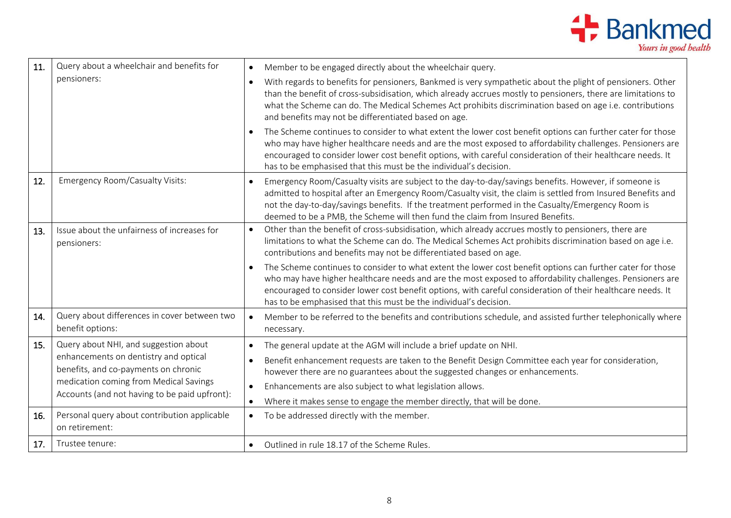| | | |
|---|---|---|
| 11. | Query about a wheelchair and benefits for pensioners: | • Member to be engaged directly about the wheelchair query.<br>• With regards to benefits for pensioners, Bankmed is very sympathetic about the plight of pensioners. Other than the benefit of cross-subsidisation, which already accrues mostly to pensioners, there are limitations to what the Scheme can do. The Medical Schemes Act prohibits discrimination based on age i.e. contributions and benefits may not be differentiated based on age.<br>• The Scheme continues to consider to what extent the lower cost benefit options can further cater for those who may have higher healthcare needs and are the most exposed to affordability challenges. Pensioners are encouraged to consider lower cost benefit options, with careful consideration of their healthcare needs. It has to be emphasised that this must be the individual's decision. |
| 12. | Emergency Room/Casualty Visits: | • Emergency Room/Casualty visits are subject to the day-to-day/savings benefits. However, if someone is admitted to hospital after an Emergency Room/Casualty visit, the claim is settled from Insured Benefits and not the day-to-day/savings benefits. If the treatment performed in the Casualty/Emergency Room is deemed to be a PMB, the Scheme will then fund the claim from Insured Benefits. |
| 13. | Issue about the unfairness of increases for pensioners: | • Other than the benefit of cross-subsidisation, which already accrues mostly to pensioners, there are limitations to what the Scheme can do. The Medical Schemes Act prohibits discrimination based on age i.e. contributions and benefits may not be differentiated based on age.<br>• The Scheme continues to consider to what extent the lower cost benefit options can further cater for those who may have higher healthcare needs and are the most exposed to affordability challenges. Pensioners are encouraged to consider lower cost benefit options, with careful consideration of their healthcare needs. It has to be emphasised that this must be the individual's decision. |
| 14. | Query about differences in cover between two benefit options: | • Member to be referred to the benefits and contributions schedule, and assisted further telephonically where necessary. |
| 15. | Query about NHI, and suggestion about enhancements on dentistry and optical benefits, and co-payments on chronic medication coming from Medical Savings Accounts (and not having to be paid upfront): | • The general update at the AGM will include a brief update on NHI.<br>• Benefit enhancement requests are taken to the Benefit Design Committee each year for consideration, however there are no guarantees about the suggested changes or enhancements.<br>• Enhancements are also subject to what legislation allows.<br>• Where it makes sense to engage the member directly, that will be done. |
| 16. | Personal query about contribution applicable on retirement: | • To be addressed directly with the member. |
| 17. | Trustee tenure: | • Outlined in rule 18.17 of the Scheme Rules. |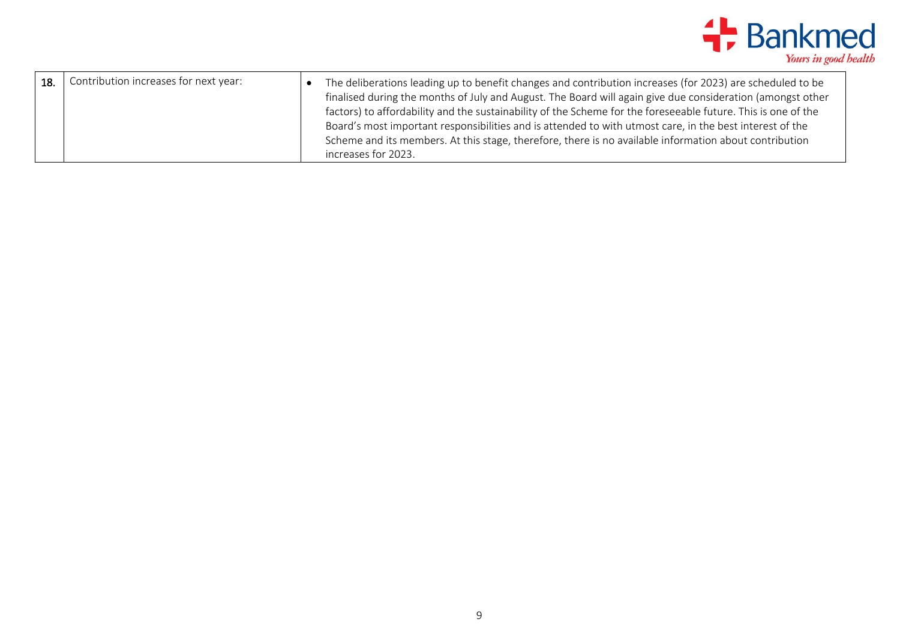| 18. | Contribution increases for next year: | • The deliberations leading up to benefit changes and contribution increases (for 2023) are scheduled to be finalised during the months of July and August. The Board will again give due consideration (amongst other factors) to affordability and the sustainability of the Scheme for the foreseeable future. This is one of the Board's most important responsibilities and is attended to with utmost care, in the best interest of the Scheme and its members. At this stage, therefore, there is no available information about contribution increases for 2023. |
|---|---|---|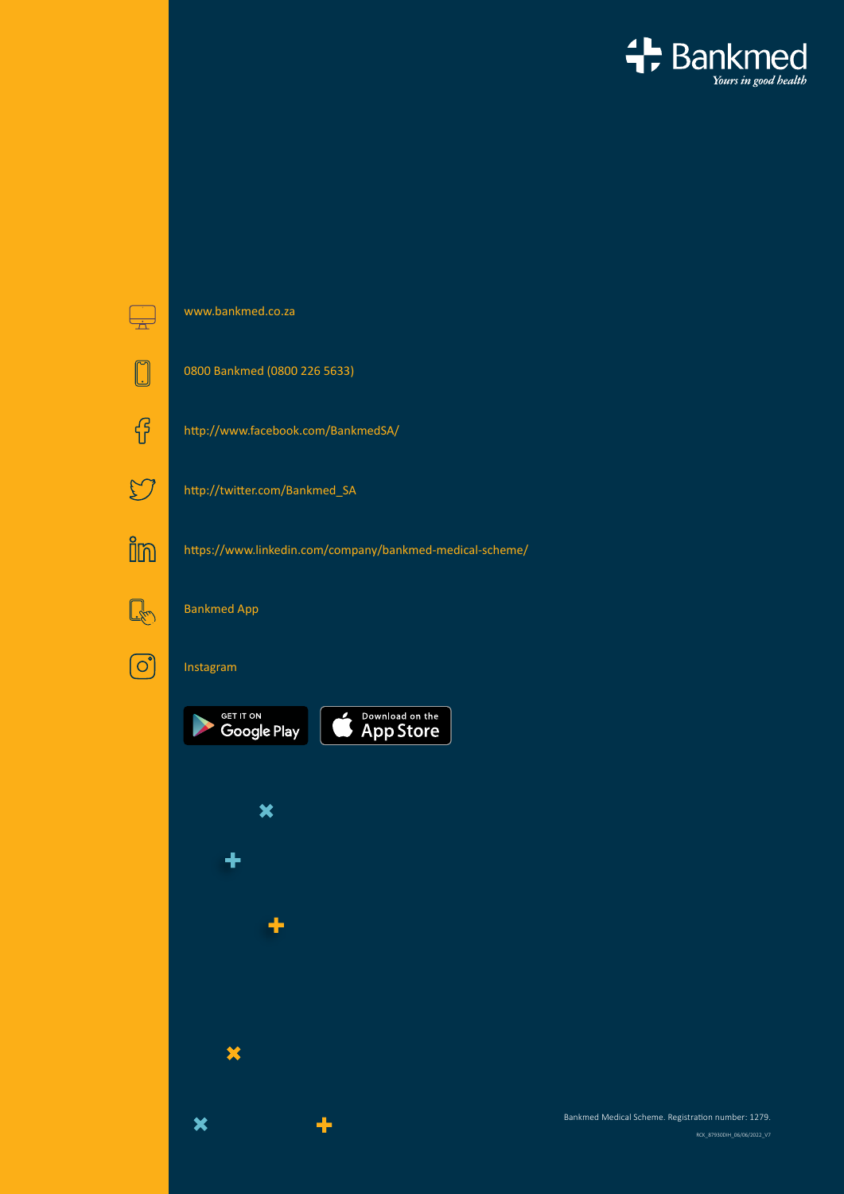Bankmed
*Yours in good health*

www.bankmed.co.za

0800 Bankmed (0800 226 5633)

http://www.facebook.com/BankmedSA/

http://twitter.com/Bankmed_SA

https://www.linkedin.com/company/bankmed-medical-scheme/

Bankmed App

Instagram

GET IT ON Google Play

Download on the App Store

Bankmed Medical Scheme. Registration number: 1279.

RCK_87930DIH_06/06/2022_V7